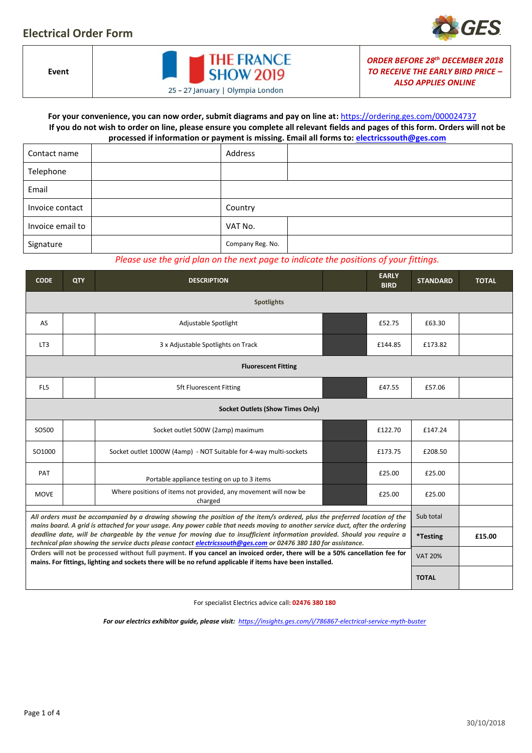# Electrical Order Form

| Event | THE FRANCE SHOW 2019 25 – 27 January \| Olympia London | ***ORDER BEFORE 28th DECEMBER 2018 TO RECEIVE THE EARLY BIRD PRICE – ALSO APPLIES ONLINE*** |
|---|---|---|

**For your convenience, you can now order, submit diagrams and pay on line at:** https://ordering.ges.com/000024737
**If you do not wish to order on line, please ensure you complete all relevant fields and pages of this form. Orders will not be processed if information or payment is missing. Email all forms to: electricssouth@ges.com**

| Contact name | | Address | |
|---|---|---|---|
| Telephone | | | |
| Email | | | |
| Invoice contact | | Country | |
| Invoice email to | | VAT No. | |
| Signature | | Company Reg. No. | |

*Please use the grid plan on the next page to indicate the positions of your fittings.*

| CODE | QTY | DESCRIPTION | | EARLY BIRD | STANDARD | TOTAL |
|---|---|---|---|---|---|---|
| **Spotlights** | | | | | | |
| AS | | Adjustable Spotlight | | £52.75 | £63.30 | |
| LT3 | | 3 x Adjustable Spotlights on Track | | £144.85 | £173.82 | |
| **Fluorescent Fitting** | | | | | | |
| FL5 | | 5ft Fluorescent Fitting | | £47.55 | £57.06 | |
| **Socket Outlets (Show Times Only)** | | | | | | |
| SO500 | | Socket outlet 500W (2amp) maximum | | £122.70 | £147.24 | |
| SO1000 | | Socket outlet 1000W (4amp) - NOT Suitable for 4-way multi-sockets | | £173.75 | £208.50 | |
| PAT | | Portable appliance testing on up to 3 items | | £25.00 | £25.00 | |
| MOVE | | Where positions of items not provided, any movement will now be charged | | £25.00 | £25.00 | |

| | | |
|---|---|---|
| *All orders must be accompanied by a drawing showing the position of the item/s ordered, plus the preferred location of the mains board. A grid is attached for your usage. Any power cable that needs moving to another service duct, after the ordering deadline date, will be chargeable by the venue for moving due to insufficient information provided. Should you require a technical plan showing the service ducts please contact electricssouth@ges.com or 02476 380 180 for assistance.* | Sub total | |
| | ***Testing** | **£15.00** |
| Orders will not be processed without full payment. **If you cancel an invoiced order, there will be a 50% cancellation fee for mains. For fittings, lighting and sockets there will be no refund applicable if items have been installed.** | VAT 20% | |
| | **TOTAL** | |

For specialist Electrics advice call: **02476 380 180**

***For our electrics exhibitor guide, please visit:*** *https://insights.ges.com/i/786867-electrical-service-myth-buster*

30/10/2018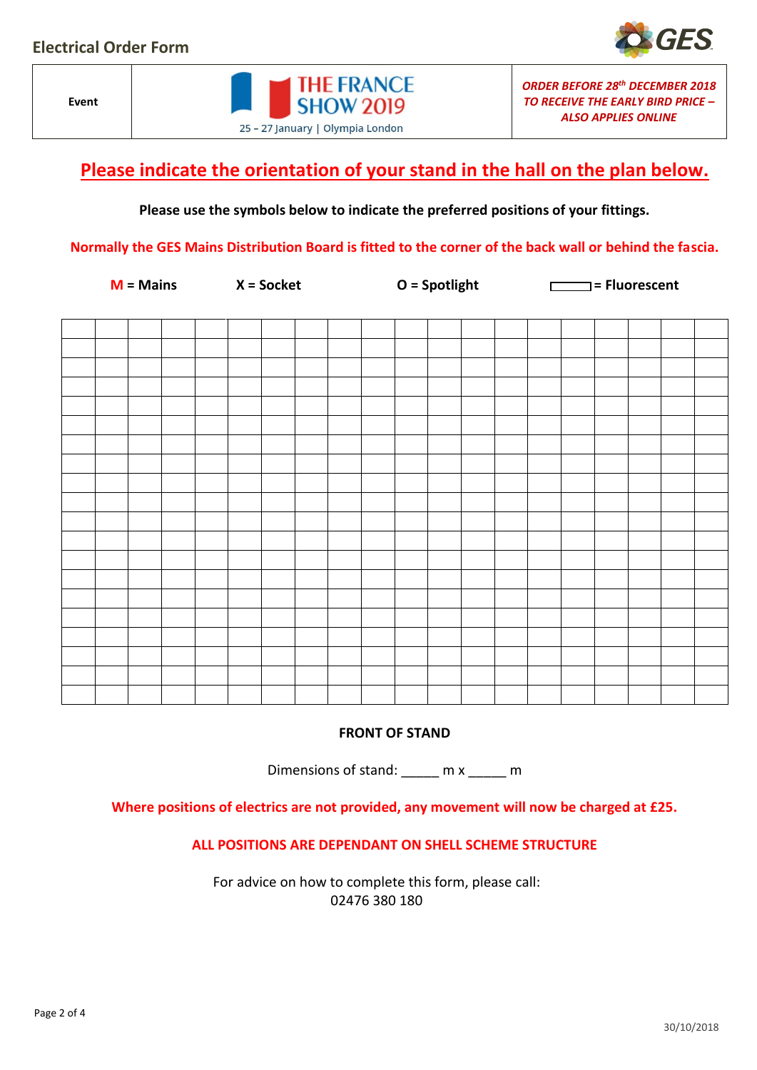## Electrical Order Form

| Event | THE FRANCE SHOW 2019<br>25 – 27 January \| Olympia London | *ORDER BEFORE 28th DECEMBER 2018 TO RECEIVE THE EARLY BIRD PRICE – ALSO APPLIES ONLINE* |
|---|---|---|

## Please indicate the orientation of your stand in the hall on the plan below.

**Please use the symbols below to indicate the preferred positions of your fittings.**

**Normally the GES Mains Distribution Board is fitted to the corner of the back wall or behind the fascia.**

**M = Mains**  **X = Socket**  **O = Spotlight**  **▭ = Fluorescent**

| | | | | | | | | | | | | | | | | | | | |
|---|---|---|---|---|---|---|---|---|---|---|---|---|---|---|---|---|---|---|---|
| | | | | | | | | | | | | | | | | | | | |
| | | | | | | | | | | | | | | | | | | | |
| | | | | | | | | | | | | | | | | | | | |
| | | | | | | | | | | | | | | | | | | | |
| | | | | | | | | | | | | | | | | | | | |
| | | | | | | | | | | | | | | | | | | | |
| | | | | | | | | | | | | | | | | | | | |
| | | | | | | | | | | | | | | | | | | | |
| | | | | | | | | | | | | | | | | | | | |
| | | | | | | | | | | | | | | | | | | | |
| | | | | | | | | | | | | | | | | | | | |
| | | | | | | | | | | | | | | | | | | | |
| | | | | | | | | | | | | | | | | | | | |
| | | | | | | | | | | | | | | | | | | | |
| | | | | | | | | | | | | | | | | | | | |
| | | | | | | | | | | | | | | | | | | | |
| | | | | | | | | | | | | | | | | | | | |
| | | | | | | | | | | | | | | | | | | | |
| | | | | | | | | | | | | | | | | | | | |

**FRONT OF STAND**

Dimensions of stand: _____ m x _____ m

**Where positions of electrics are not provided, any movement will now be charged at £25.**

**ALL POSITIONS ARE DEPENDANT ON SHELL SCHEME STRUCTURE**

For advice on how to complete this form, please call:
02476 380 180

30/10/2018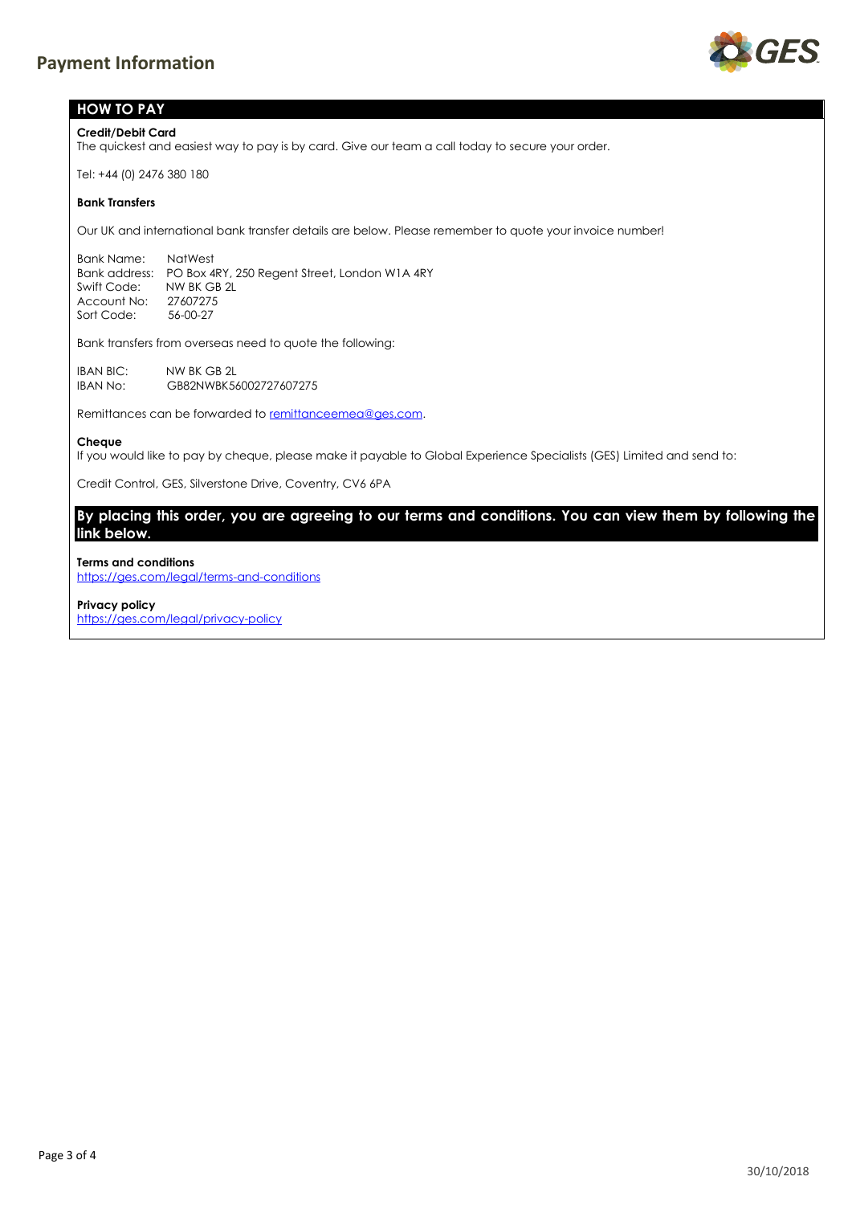# Payment Information

## HOW TO PAY

**Credit/Debit Card**

The quickest and easiest way to pay is by card. Give our team a call today to secure your order.

Tel: +44 (0) 2476 380 180

**Bank Transfers**

Our UK and international bank transfer details are below. Please remember to quote your invoice number!

Bank Name: NatWest
Bank address: PO Box 4RY, 250 Regent Street, London W1A 4RY
Swift Code: NW BK GB 2L
Account No: 27607275
Sort Code: 56-00-27

Bank transfers from overseas need to quote the following:

IBAN BIC: NW BK GB 2L
IBAN No: GB82NWBK56002727607275

Remittances can be forwarded to remittanceemea@ges.com.

**Cheque**

If you would like to pay by cheque, please make it payable to Global Experience Specialists (GES) Limited and send to:

Credit Control, GES, Silverstone Drive, Coventry, CV6 6PA

**By placing this order, you are agreeing to our terms and conditions. You can view them by following the link below.**

**Terms and conditions**
https://ges.com/legal/terms-and-conditions

**Privacy policy**
https://ges.com/legal/privacy-policy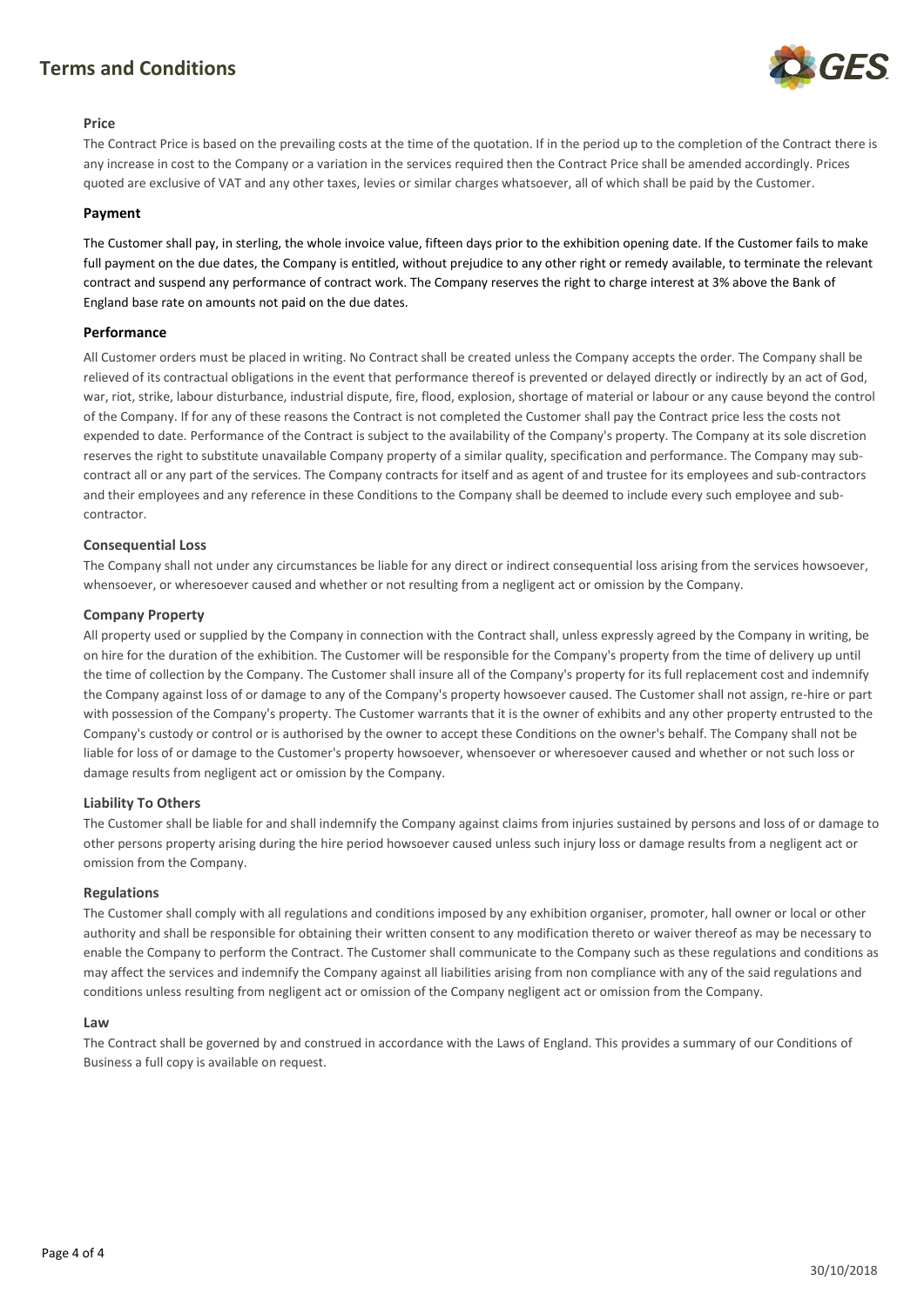# Terms and Conditions

### Price

The Contract Price is based on the prevailing costs at the time of the quotation. If in the period up to the completion of the Contract there is any increase in cost to the Company or a variation in the services required then the Contract Price shall be amended accordingly. Prices quoted are exclusive of VAT and any other taxes, levies or similar charges whatsoever, all of which shall be paid by the Customer.

### Payment

The Customer shall pay, in sterling, the whole invoice value, fifteen days prior to the exhibition opening date. If the Customer fails to make full payment on the due dates, the Company is entitled, without prejudice to any other right or remedy available, to terminate the relevant contract and suspend any performance of contract work. The Company reserves the right to charge interest at 3% above the Bank of England base rate on amounts not paid on the due dates.

### Performance

All Customer orders must be placed in writing. No Contract shall be created unless the Company accepts the order. The Company shall be relieved of its contractual obligations in the event that performance thereof is prevented or delayed directly or indirectly by an act of God, war, riot, strike, labour disturbance, industrial dispute, fire, flood, explosion, shortage of material or labour or any cause beyond the control of the Company. If for any of these reasons the Contract is not completed the Customer shall pay the Contract price less the costs not expended to date. Performance of the Contract is subject to the availability of the Company's property. The Company at its sole discretion reserves the right to substitute unavailable Company property of a similar quality, specification and performance. The Company may sub-contract all or any part of the services. The Company contracts for itself and as agent of and trustee for its employees and sub-contractors and their employees and any reference in these Conditions to the Company shall be deemed to include every such employee and sub-contractor.

### Consequential Loss

The Company shall not under any circumstances be liable for any direct or indirect consequential loss arising from the services howsoever, whensoever, or wheresoever caused and whether or not resulting from a negligent act or omission by the Company.

### Company Property

All property used or supplied by the Company in connection with the Contract shall, unless expressly agreed by the Company in writing, be on hire for the duration of the exhibition. The Customer will be responsible for the Company's property from the time of delivery up until the time of collection by the Company. The Customer shall insure all of the Company's property for its full replacement cost and indemnify the Company against loss of or damage to any of the Company's property howsoever caused. The Customer shall not assign, re-hire or part with possession of the Company's property. The Customer warrants that it is the owner of exhibits and any other property entrusted to the Company's custody or control or is authorised by the owner to accept these Conditions on the owner's behalf. The Company shall not be liable for loss of or damage to the Customer's property howsoever, whensoever or wheresoever caused and whether or not such loss or damage results from negligent act or omission by the Company.

### Liability To Others

The Customer shall be liable for and shall indemnify the Company against claims from injuries sustained by persons and loss of or damage to other persons property arising during the hire period howsoever caused unless such injury loss or damage results from a negligent act or omission from the Company.

### Regulations

The Customer shall comply with all regulations and conditions imposed by any exhibition organiser, promoter, hall owner or local or other authority and shall be responsible for obtaining their written consent to any modification thereto or waiver thereof as may be necessary to enable the Company to perform the Contract. The Customer shall communicate to the Company such as these regulations and conditions as may affect the services and indemnify the Company against all liabilities arising from non compliance with any of the said regulations and conditions unless resulting from negligent act or omission of the Company negligent act or omission from the Company.

### Law

The Contract shall be governed by and construed in accordance with the Laws of England. This provides a summary of our Conditions of Business a full copy is available on request.

30/10/2018